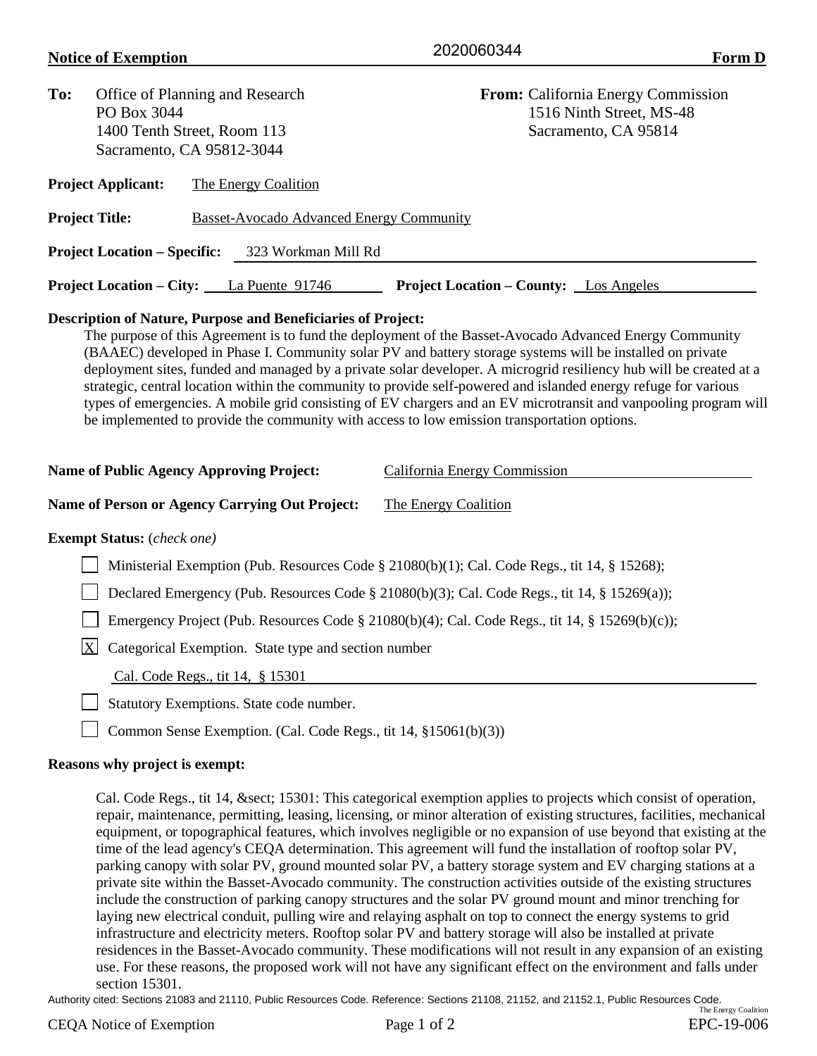**Notice of Exemption** 2020060344 **Form D**

**To:** Office of Planning and Research
PO Box 3044
1400 Tenth Street, Room 113
Sacramento, CA 95812-3044

**From:** California Energy Commission
1516 Ninth Street, MS-48
Sacramento, CA 95814

**Project Applicant:** The Energy Coalition

**Project Title:** Basset-Avocado Advanced Energy Community

**Project Location – Specific:** 323 Workman Mill Rd

**Project Location – City:** La Puente 91746 **Project Location – County:** Los Angeles

**Description of Nature, Purpose and Beneficiaries of Project:**

The purpose of this Agreement is to fund the deployment of the Basset-Avocado Advanced Energy Community (BAAEC) developed in Phase I. Community solar PV and battery storage systems will be installed on private deployment sites, funded and managed by a private solar developer. A microgrid resiliency hub will be created at a strategic, central location within the community to provide self-powered and islanded energy refuge for various types of emergencies. A mobile grid consisting of EV chargers and an EV microtransit and vanpooling program will be implemented to provide the community with access to low emission transportation options.

**Name of Public Agency Approving Project:** California Energy Commission

**Name of Person or Agency Carrying Out Project:** The Energy Coalition

**Exempt Status:** (*check one*)

- [ ] Ministerial Exemption (Pub. Resources Code § 21080(b)(1); Cal. Code Regs., tit 14, § 15268);
- [ ] Declared Emergency (Pub. Resources Code § 21080(b)(3); Cal. Code Regs., tit 14, § 15269(a));
- [ ] Emergency Project (Pub. Resources Code § 21080(b)(4); Cal. Code Regs., tit 14, § 15269(b)(c));
- [X] Categorical Exemption. State type and section number

  Cal. Code Regs., tit 14, § 15301
- [ ] Statutory Exemptions. State code number.
- [ ] Common Sense Exemption. (Cal. Code Regs., tit 14, §15061(b)(3))

**Reasons why project is exempt:**

Cal. Code Regs., tit 14, &sect; 15301: This categorical exemption applies to projects which consist of operation, repair, maintenance, permitting, leasing, licensing, or minor alteration of existing structures, facilities, mechanical equipment, or topographical features, which involves negligible or no expansion of use beyond that existing at the time of the lead agency's CEQA determination. This agreement will fund the installation of rooftop solar PV, parking canopy with solar PV, ground mounted solar PV, a battery storage system and EV charging stations at a private site within the Basset-Avocado community. The construction activities outside of the existing structures include the construction of parking canopy structures and the solar PV ground mount and minor trenching for laying new electrical conduit, pulling wire and relaying asphalt on top to connect the energy systems to grid infrastructure and electricity meters. Rooftop solar PV and battery storage will also be installed at private residences in the Basset-Avocado community. These modifications will not result in any expansion of an existing use. For these reasons, the proposed work will not have any significant effect on the environment and falls under section 15301.

Authority cited: Sections 21083 and 21110, Public Resources Code. Reference: Sections 21108, 21152, and 21152.1, Public Resources Code.

The Energy Coalition
EPC-19-006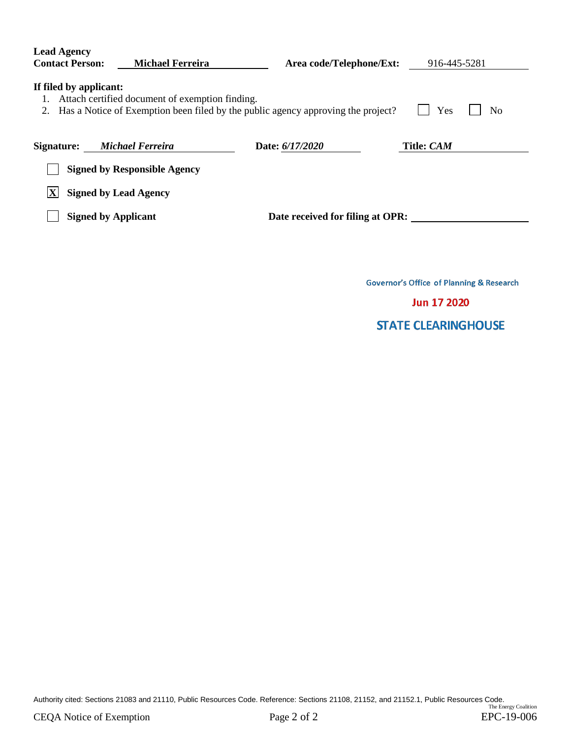**Lead Agency**
**Contact Person:** **Michael Ferreira** **Area code/Telephone/Ext:** 916-445-5281

**If filed by applicant:**

1. Attach certified document of exemption finding.
2. Has a Notice of Exemption been filed by the public agency approving the project? ☐ Yes ☐ No

**Signature:** ***Michael Ferreira*** **Date:** *6/17/2020* **Title:** *CAM*

☐ **Signed by Responsible Agency**

☒ **Signed by Lead Agency**

☐ **Signed by Applicant** **Date received for filing at OPR:** ____________________

Governor's Office of Planning & Research

Jun 17 2020

STATE CLEARINGHOUSE

Authority cited: Sections 21083 and 21110, Public Resources Code. Reference: Sections 21108, 21152, and 21152.1, Public Resources Code.

The Energy Coalition

CEQA Notice of Exemption

EPC-19-006